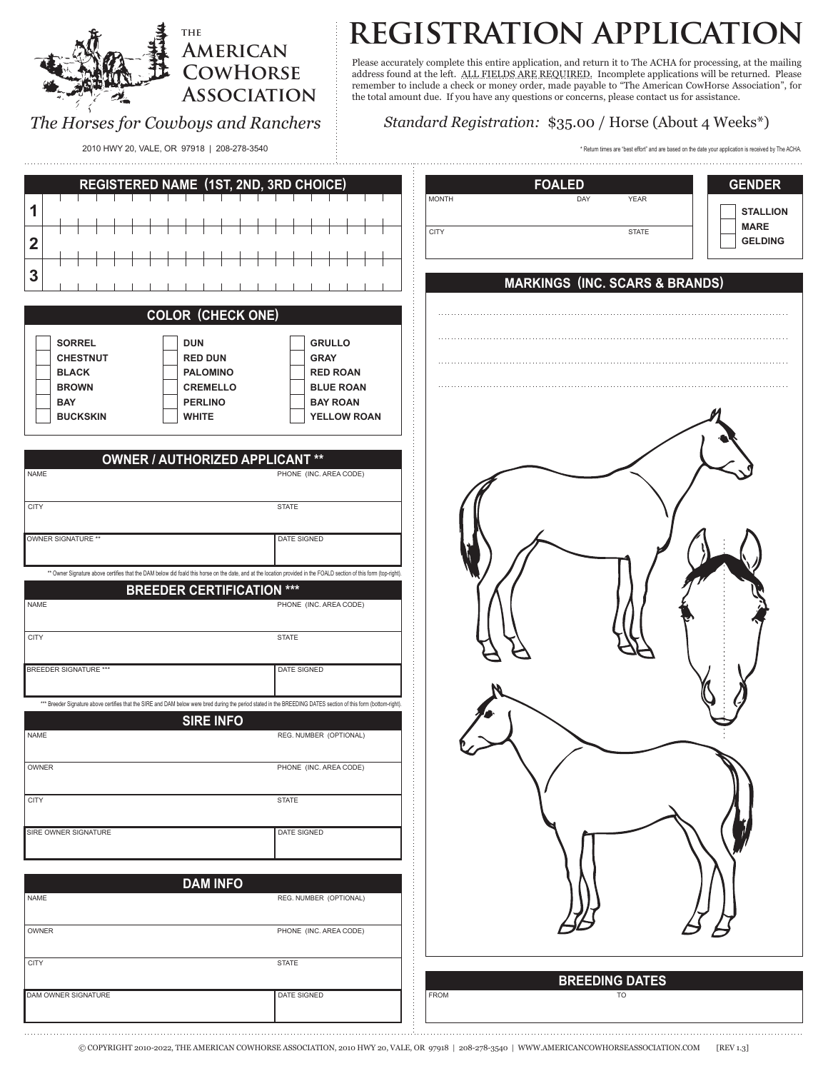THE

# American CowHorse Association

*The Horses for Cowboys and Ranchers*

2010 HWY 20, VALE, OR 97918 | 208-278-3540

# REGISTRATION APPLICATION

Please accurately complete this entire application, and return it to The ACHA for processing, at the mailing address found at the left. ALL FIELDS ARE REQUIRED. Incomplete applications will be returned. Please remember to include a check or money order, made payable to "The American CowHorse Association", for the total amount due. If you have any questions or concerns, please contact us for assistance.

*Standard Registration:* $35.00 / Horse (About 4 Weeks*)

\* Return times are "best effort" and are based on the date your application is received by The ACHA.

## REGISTERED NAME (1ST, 2ND, 3RD CHOICE)

| | |
|---|---|
| 1 | |
| 2 | |
| 3 | |

## COLOR (CHECK ONE)

| | | |
|---|---|---|
| ☐ SORREL | ☐ DUN | ☐ GRULLO |
| ☐ CHESTNUT | ☐ RED DUN | ☐ GRAY |
| ☐ BLACK | ☐ PALOMINO | ☐ RED ROAN |
| ☐ BROWN | ☐ CREMELLO | ☐ BLUE ROAN |
| ☐ BAY | ☐ PERLINO | ☐ BAY ROAN |
| ☐ BUCKSKIN | ☐ WHITE | ☐ YELLOW ROAN |

## OWNER / AUTHORIZED APPLICANT **

| NAME | PHONE (INC. AREA CODE) |
|---|---|
| CITY | STATE |
| OWNER SIGNATURE ** | DATE SIGNED |

** Owner Signature above certifies that the DAM below did foald this horse on the date, and at the location provided in the FOALD section of this form (top-right).

## BREEDER CERTIFICATION ***

| NAME | PHONE (INC. AREA CODE) |
|---|---|
| CITY | STATE |
| BREEDER SIGNATURE *** | DATE SIGNED |

*** Breeder Signature above certifies that the SIRE and DAM below were bred during the period stated in the BREEDING DATES section of this form (bottom-right).

## SIRE INFO

| NAME | REG. NUMBER (OPTIONAL) |
|---|---|
| OWNER | PHONE (INC. AREA CODE) |
| CITY | STATE |
| SIRE OWNER SIGNATURE | DATE SIGNED |

## DAM INFO

| NAME | REG. NUMBER (OPTIONAL) |
|---|---|
| OWNER | PHONE (INC. AREA CODE) |
| CITY | STATE |
| DAM OWNER SIGNATURE | DATE SIGNED |

## FOALED

| MONTH | DAY | YEAR |
|---|---|---|
| CITY | | STATE |

## GENDER

- ☐ STALLION
- ☐ MARE
- ☐ GELDING

## MARKINGS (INC. SCARS & BRANDS)

## BREEDING DATES

| FROM | TO |
|---|---|

© COPYRIGHT 2010-2022, THE AMERICAN COWHORSE ASSOCIATION, 2010 HWY 20, VALE, OR 97918 | 208-278-3540 | WWW.AMERICANCOWHORSEASSOCIATION.COM [REV 1.3]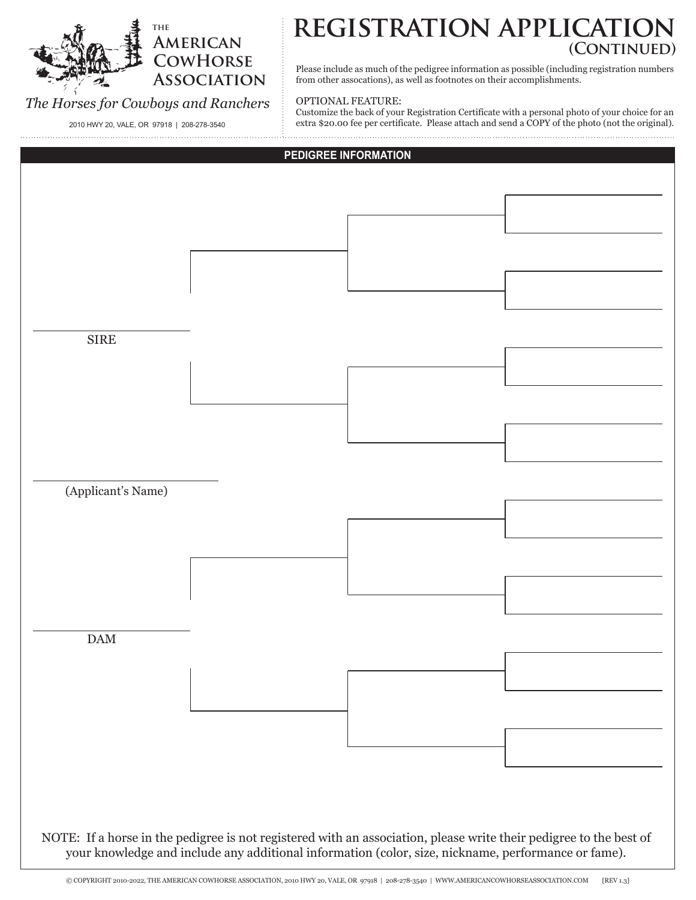THE **AMERICAN COWHORSE ASSOCIATION**

*The Horses for Cowboys and Ranchers*

2010 HWY 20, VALE, OR 97918 | 208-278-3540

# REGISTRATION APPLICATION (CONTINUED)

Please include as much of the pedigree information as possible (including registration numbers from other assocations), as well as footnotes on their accomplishments.

OPTIONAL FEATURE:
Customize the back of your Registration Certificate with a personal photo of your choice for an extra $20.00 fee per certificate. Please attach and send a COPY of the photo (not the original).

## PEDIGREE INFORMATION

SIRE

(Applicant's Name)

DAM

NOTE: If a horse in the pedigree is not registered with an association, please write their pedigree to the best of your knowledge and include any additional information (color, size, nickname, performance or fame).

© COPYRIGHT 2010-2022, THE AMERICAN COWHORSE ASSOCIATION, 2010 HWY 20, VALE, OR 97918 | 208-278-3540 | WWW.AMERICANCOWHORSEASSOCIATION.COM [REV 1.3]